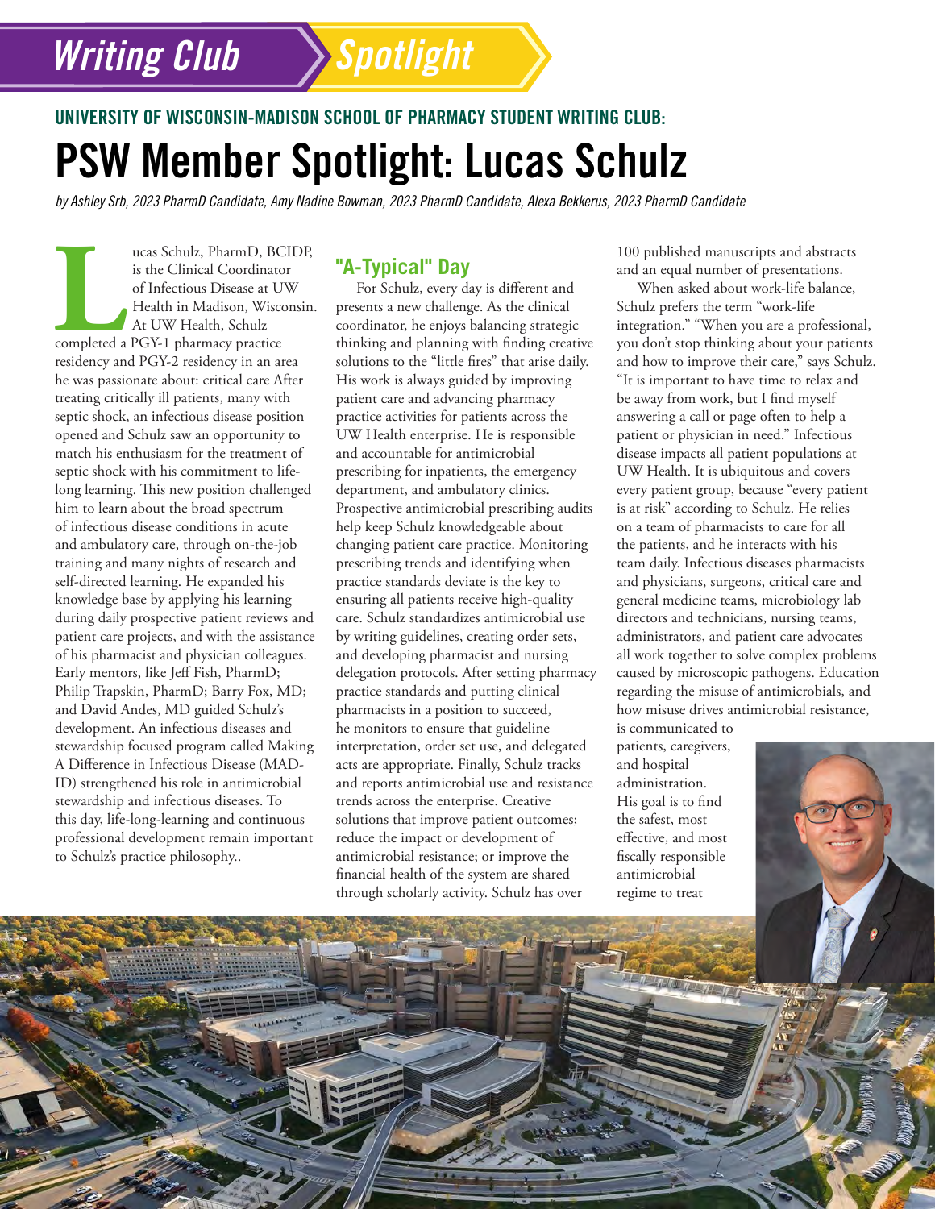Writing Club Spotlight

### UNIVERSITY OF WISCONSIN-MADISON SCHOOL OF PHARMACY STUDENT WRITING CLUB:

# PSW Member Spotlight: Lucas Schulz

*by Ashley Srb, 2023 PharmD Candidate, Amy Nadine Bowman, 2023 PharmD Candidate, Alexa Bekkerus, 2023 PharmD Candidate*

Lucas Schulz, PharmD, BCIDP, is the Clinical Coordinator of Infectious Disease at UW Health in Madison, Wisconsin. At UW Health, Schulz completed a PGY-1 pharmacy practice residency and PGY-2 residency in an area he was passionate about: critical care After treating critically ill patients, many with septic shock, an infectious disease position opened and Schulz saw an opportunity to match his enthusiasm for the treatment of septic shock with his commitment to life-long learning. This new position challenged him to learn about the broad spectrum of infectious disease conditions in acute and ambulatory care, through on-the-job training and many nights of research and self-directed learning. He expanded his knowledge base by applying his learning during daily prospective patient reviews and patient care projects, and with the assistance of his pharmacist and physician colleagues. Early mentors, like Jeff Fish, PharmD; Philip Trapskin, PharmD; Barry Fox, MD; and David Andes, MD guided Schulz's development. An infectious diseases and stewardship focused program called Making A Difference in Infectious Disease (MAD-ID) strengthened his role in antimicrobial stewardship and infectious diseases. To this day, life-long-learning and continuous professional development remain important to Schulz's practice philosophy..

## "A-Typical" Day

For Schulz, every day is different and presents a new challenge. As the clinical coordinator, he enjoys balancing strategic thinking and planning with finding creative solutions to the "little fires" that arise daily. His work is always guided by improving patient care and advancing pharmacy practice activities for patients across the UW Health enterprise. He is responsible and accountable for antimicrobial prescribing for inpatients, the emergency department, and ambulatory clinics. Prospective antimicrobial prescribing audits help keep Schulz knowledgeable about changing patient care practice. Monitoring prescribing trends and identifying when practice standards deviate is the key to ensuring all patients receive high-quality care. Schulz standardizes antimicrobial use by writing guidelines, creating order sets, and developing pharmacist and nursing delegation protocols. After setting pharmacy practice standards and putting clinical pharmacists in a position to succeed, he monitors to ensure that guideline interpretation, order set use, and delegated acts are appropriate. Finally, Schulz tracks and reports antimicrobial use and resistance trends across the enterprise. Creative solutions that improve patient outcomes; reduce the impact or development of antimicrobial resistance; or improve the financial health of the system are shared through scholarly activity. Schulz has over 100 published manuscripts and abstracts and an equal number of presentations.

When asked about work-life balance, Schulz prefers the term "work-life integration." "When you are a professional, you don't stop thinking about your patients and how to improve their care," says Schulz. "It is important to have time to relax and be away from work, but I find myself answering a call or page often to help a patient or physician in need." Infectious disease impacts all patient populations at UW Health. It is ubiquitous and covers every patient group, because "every patient is at risk" according to Schulz. He relies on a team of pharmacists to care for all the patients, and he interacts with his team daily. Infectious diseases pharmacists and physicians, surgeons, critical care and general medicine teams, microbiology lab directors and technicians, nursing teams, administrators, and patient care advocates all work together to solve complex problems caused by microscopic pathogens. Education regarding the misuse of antimicrobials, and how misuse drives antimicrobial resistance, is communicated to patients, caregivers, and hospital administration. His goal is to find the safest, most effective, and most fiscally responsible antimicrobial regime to treat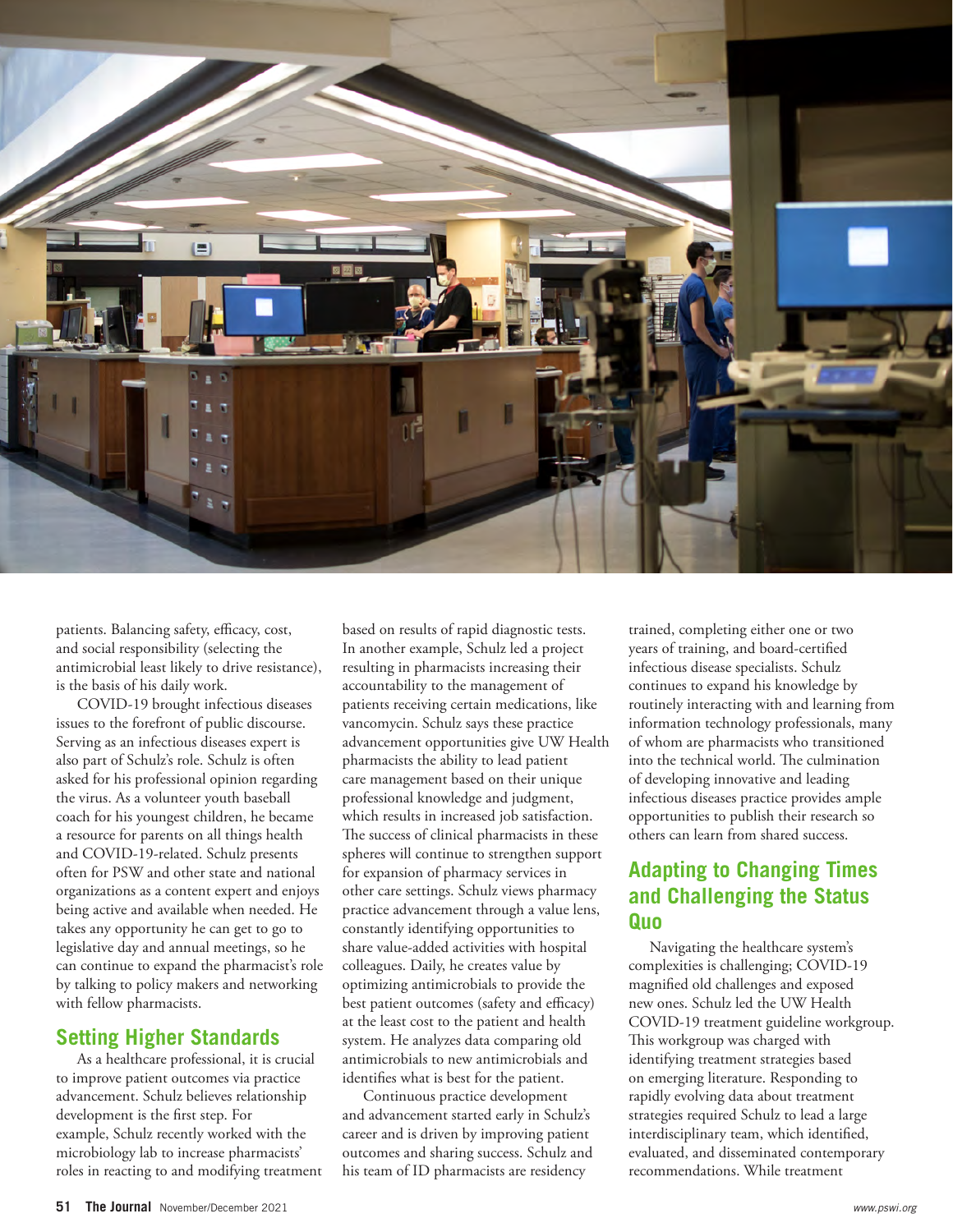patients. Balancing safety, efficacy, cost, and social responsibility (selecting the antimicrobial least likely to drive resistance), is the basis of his daily work.

COVID-19 brought infectious diseases issues to the forefront of public discourse. Serving as an infectious diseases expert is also part of Schulz's role. Schulz is often asked for his professional opinion regarding the virus. As a volunteer youth baseball coach for his youngest children, he became a resource for parents on all things health and COVID-19-related. Schulz presents often for PSW and other state and national organizations as a content expert and enjoys being active and available when needed. He takes any opportunity he can get to go to legislative day and annual meetings, so he can continue to expand the pharmacist's role by talking to policy makers and networking with fellow pharmacists.

## Setting Higher Standards

As a healthcare professional, it is crucial to improve patient outcomes via practice advancement. Schulz believes relationship development is the first step. For example, Schulz recently worked with the microbiology lab to increase pharmacists' roles in reacting to and modifying treatment based on results of rapid diagnostic tests. In another example, Schulz led a project resulting in pharmacists increasing their accountability to the management of patients receiving certain medications, like vancomycin. Schulz says these practice advancement opportunities give UW Health pharmacists the ability to lead patient care management based on their unique professional knowledge and judgment, which results in increased job satisfaction. The success of clinical pharmacists in these spheres will continue to strengthen support for expansion of pharmacy services in other care settings. Schulz views pharmacy practice advancement through a value lens, constantly identifying opportunities to share value-added activities with hospital colleagues. Daily, he creates value by optimizing antimicrobials to provide the best patient outcomes (safety and efficacy) at the least cost to the patient and health system. He analyzes data comparing old antimicrobials to new antimicrobials and identifies what is best for the patient.

Continuous practice development and advancement started early in Schulz's career and is driven by improving patient outcomes and sharing success. Schulz and his team of ID pharmacists are residency trained, completing either one or two years of training, and board-certified infectious disease specialists. Schulz continues to expand his knowledge by routinely interacting with and learning from information technology professionals, many of whom are pharmacists who transitioned into the technical world. The culmination of developing innovative and leading infectious diseases practice provides ample opportunities to publish their research so others can learn from shared success.

## Adapting to Changing Times and Challenging the Status Quo

Navigating the healthcare system's complexities is challenging; COVID-19 magnified old challenges and exposed new ones. Schulz led the UW Health COVID-19 treatment guideline workgroup. This workgroup was charged with identifying treatment strategies based on emerging literature. Responding to rapidly evolving data about treatment strategies required Schulz to lead a large interdisciplinary team, which identified, evaluated, and disseminated contemporary recommendations. While treatment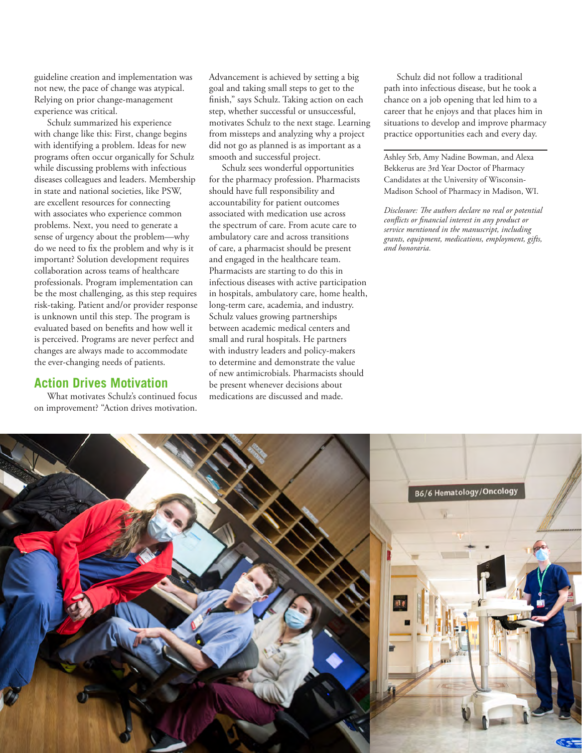guideline creation and implementation was not new, the pace of change was atypical. Relying on prior change-management experience was critical.

Schulz summarized his experience with change like this: First, change begins with identifying a problem. Ideas for new programs often occur organically for Schulz while discussing problems with infectious diseases colleagues and leaders. Membership in state and national societies, like PSW, are excellent resources for connecting with associates who experience common problems. Next, you need to generate a sense of urgency about the problem—why do we need to fix the problem and why is it important? Solution development requires collaboration across teams of healthcare professionals. Program implementation can be the most challenging, as this step requires risk-taking. Patient and/or provider response is unknown until this step. The program is evaluated based on benefits and how well it is perceived. Programs are never perfect and changes are always made to accommodate the ever-changing needs of patients.

## Action Drives Motivation

What motivates Schulz's continued focus on improvement? "Action drives motivation. Advancement is achieved by setting a big goal and taking small steps to get to the finish," says Schulz. Taking action on each step, whether successful or unsuccessful, motivates Schulz to the next stage. Learning from missteps and analyzing why a project did not go as planned is as important as a smooth and successful project.

Schulz sees wonderful opportunities for the pharmacy profession. Pharmacists should have full responsibility and accountability for patient outcomes associated with medication use across the spectrum of care. From acute care to ambulatory care and across transitions of care, a pharmacist should be present and engaged in the healthcare team. Pharmacists are starting to do this in infectious diseases with active participation in hospitals, ambulatory care, home health, long-term care, academia, and industry. Schulz values growing partnerships between academic medical centers and small and rural hospitals. He partners with industry leaders and policy-makers to determine and demonstrate the value of new antimicrobials. Pharmacists should be present whenever decisions about medications are discussed and made.

Schulz did not follow a traditional path into infectious disease, but he took a chance on a job opening that led him to a career that he enjoys and that places him in situations to develop and improve pharmacy practice opportunities each and every day.

---

Ashley Srb, Amy Nadine Bowman, and Alexa Bekkerus are 3rd Year Doctor of Pharmacy Candidates at the University of Wisconsin-Madison School of Pharmacy in Madison, WI.

*Disclosure: The authors declare no real or potential conflicts or financial interest in any product or service mentioned in the manuscript, including grants, equipment, medications, employment, gifts, and honoraria.*